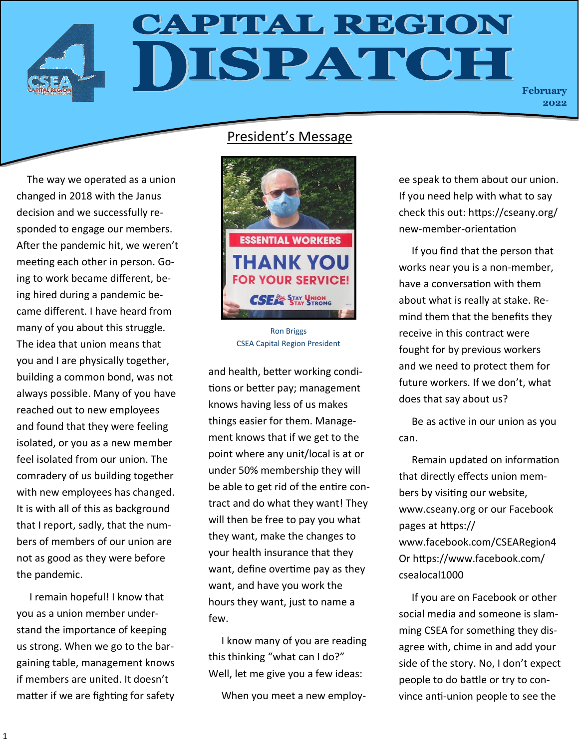# CAPITAL REGION DISPATCH

February 2022

## President's Message

Ron Briggs
CSEA Capital Region President

The way we operated as a union changed in 2018 with the Janus decision and we successfully responded to engage our members. After the pandemic hit, we weren't meeting each other in person. Going to work became different, being hired during a pandemic became different. I have heard from many of you about this struggle. The idea that union means that you and I are physically together, building a common bond, was not always possible. Many of you have reached out to new employees and found that they were feeling isolated, or you as a new member feel isolated from our union. The comradery of us building together with new employees has changed. It is with all of this as background that I report, sadly, that the numbers of members of our union are not as good as they were before the pandemic.

I remain hopeful! I know that you as a union member understand the importance of keeping us strong. When we go to the bargaining table, management knows if members are united. It doesn't matter if we are fighting for safety and health, better working conditions or better pay; management knows having less of us makes things easier for them. Management knows that if we get to the point where any unit/local is at or under 50% membership they will be able to get rid of the entire contract and do what they want! They will then be free to pay you what they want, make the changes to your health insurance that they want, define overtime pay as they want, and have you work the hours they want, just to name a few.

I know many of you are reading this thinking "what can I do?" Well, let me give you a few ideas:

When you meet a new employee speak to them about our union. If you need help with what to say check this out: https://cseany.org/new-member-orientation

If you find that the person that works near you is a non-member, have a conversation with them about what is really at stake. Remind them that the benefits they receive in this contract were fought for by previous workers and we need to protect them for future workers. If we don't, what does that say about us?

Be as active in our union as you can.

Remain updated on information that directly effects union members by visiting our website, www.cseany.org or our Facebook pages at https://www.facebook.com/CSEARegion4 Or https://www.facebook.com/csealocal1000

If you are on Facebook or other social media and someone is slamming CSEA for something they disagree with, chime in and add your side of the story. No, I don't expect people to do battle or try to convince anti-union people to see the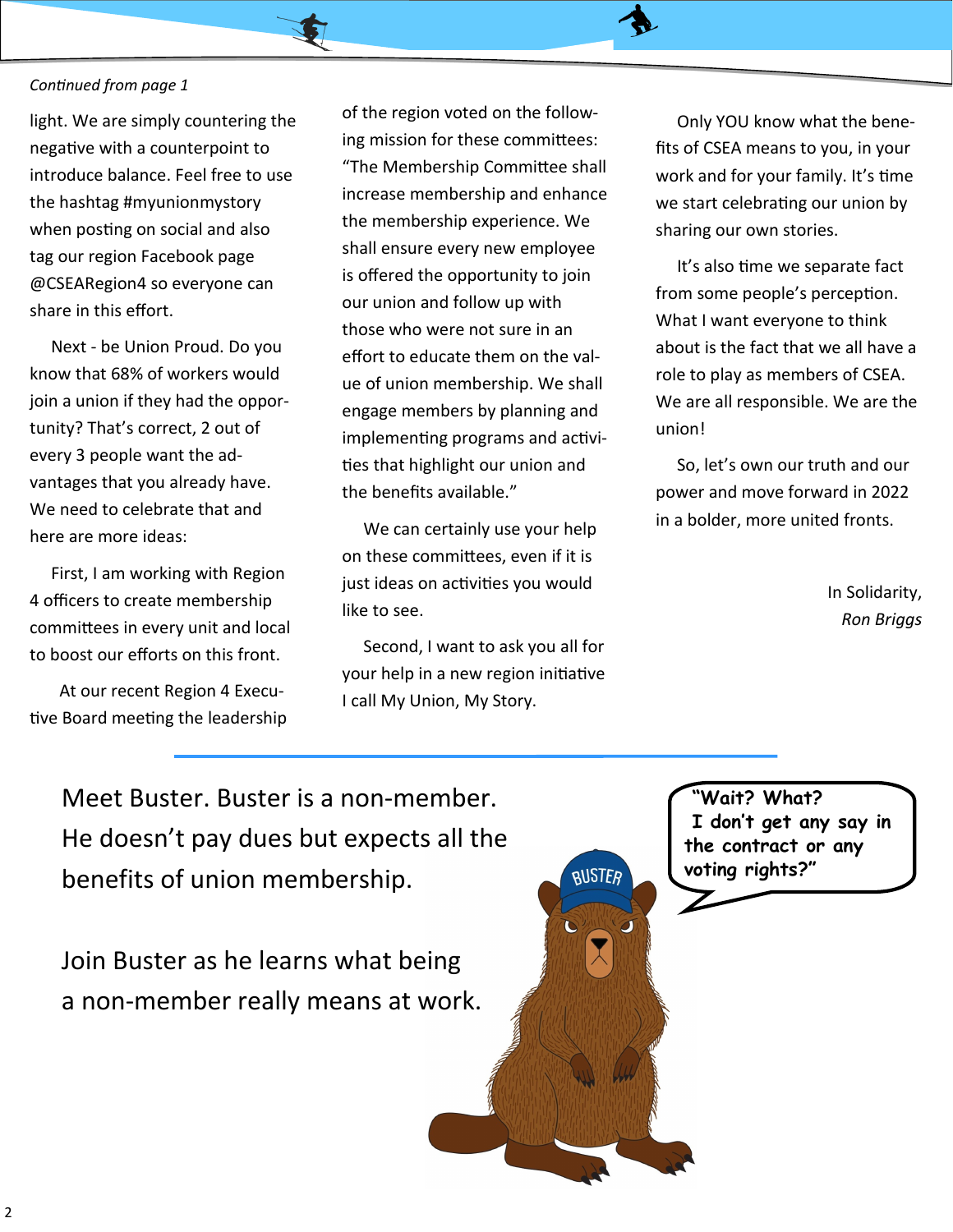*Continued from page 1*

light. We are simply countering the negative with a counterpoint to introduce balance. Feel free to use the hashtag #myunionmystory when posting on social and also tag our region Facebook page @CSEARegion4 so everyone can share in this effort.

Next - be Union Proud. Do you know that 68% of workers would join a union if they had the opportunity? That's correct, 2 out of every 3 people want the advantages that you already have. We need to celebrate that and here are more ideas:

First, I am working with Region 4 officers to create membership committees in every unit and local to boost our efforts on this front.

At our recent Region 4 Executive Board meeting the leadership of the region voted on the following mission for these committees: "The Membership Committee shall increase membership and enhance the membership experience. We shall ensure every new employee is offered the opportunity to join our union and follow up with those who were not sure in an effort to educate them on the value of union membership. We shall engage members by planning and implementing programs and activities that highlight our union and the benefits available."

We can certainly use your help on these committees, even if it is just ideas on activities you would like to see.

Second, I want to ask you all for your help in a new region initiative I call My Union, My Story.

Only YOU know what the benefits of CSEA means to you, in your work and for your family. It's time we start celebrating our union by sharing our own stories.

It's also time we separate fact from some people's perception. What I want everyone to think about is the fact that we all have a role to play as members of CSEA. We are all responsible. We are the union!

So, let's own our truth and our power and move forward in 2022 in a bolder, more united fronts.

In Solidarity,
*Ron Briggs*

---

Meet Buster. Buster is a non-member. He doesn't pay dues but expects all the benefits of union membership.

Join Buster as he learns what being a non-member really means at work.

**"Wait? What? I don't get any say in the contract or any voting rights?"**